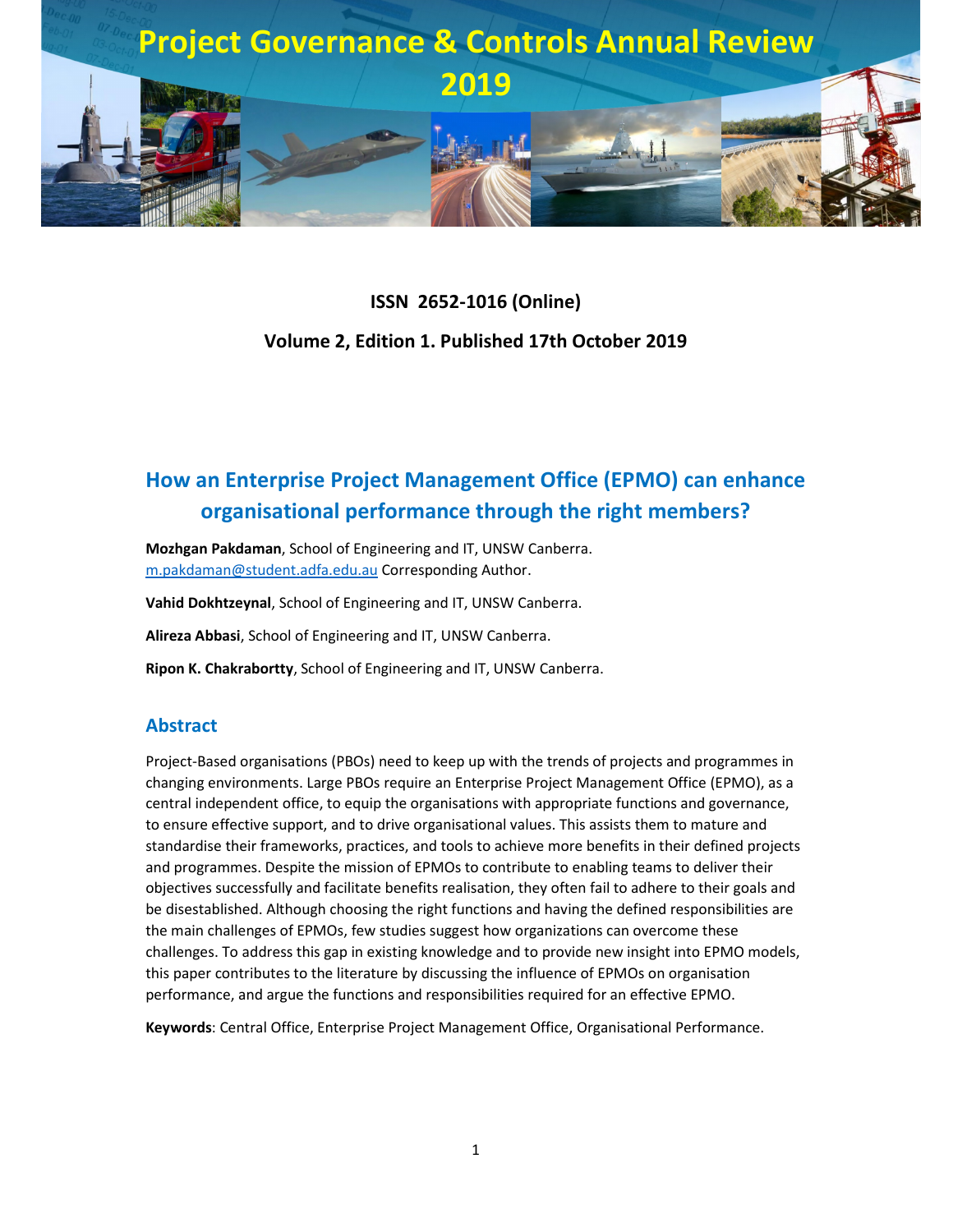# Project Governance & Controls Annual Review 2019

**ISSN 2652-1016 (Online)**

**Volume 2, Edition 1. Published 17th October 2019**

## How an Enterprise Project Management Office (EPMO) can enhance organisational performance through the right members?

**Mozhgan Pakdaman**, School of Engineering and IT, UNSW Canberra.
m.pakdaman@student.adfa.edu.au Corresponding Author.

**Vahid Dokhtzeynal**, School of Engineering and IT, UNSW Canberra.

**Alireza Abbasi**, School of Engineering and IT, UNSW Canberra.

**Ripon K. Chakrabortty**, School of Engineering and IT, UNSW Canberra.

### Abstract

Project-Based organisations (PBOs) need to keep up with the trends of projects and programmes in changing environments. Large PBOs require an Enterprise Project Management Office (EPMO), as a central independent office, to equip the organisations with appropriate functions and governance, to ensure effective support, and to drive organisational values. This assists them to mature and standardise their frameworks, practices, and tools to achieve more benefits in their defined projects and programmes. Despite the mission of EPMOs to contribute to enabling teams to deliver their objectives successfully and facilitate benefits realisation, they often fail to adhere to their goals and be disestablished. Although choosing the right functions and having the defined responsibilities are the main challenges of EPMOs, few studies suggest how organizations can overcome these challenges. To address this gap in existing knowledge and to provide new insight into EPMO models, this paper contributes to the literature by discussing the influence of EPMOs on organisation performance, and argue the functions and responsibilities required for an effective EPMO.

**Keywords**: Central Office, Enterprise Project Management Office, Organisational Performance.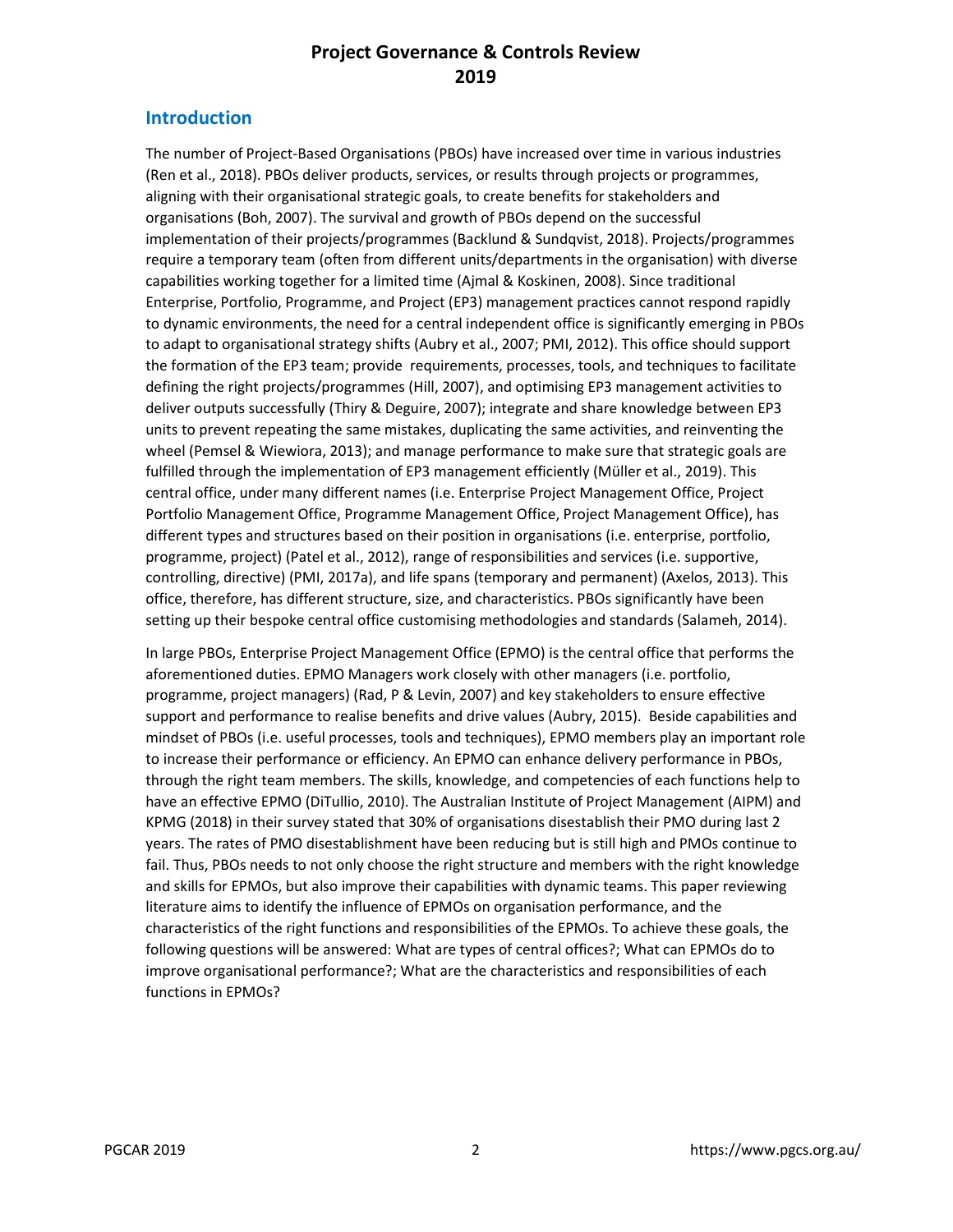## Introduction

The number of Project-Based Organisations (PBOs) have increased over time in various industries (Ren et al., 2018). PBOs deliver products, services, or results through projects or programmes, aligning with their organisational strategic goals, to create benefits for stakeholders and organisations (Boh, 2007). The survival and growth of PBOs depend on the successful implementation of their projects/programmes (Backlund & Sundqvist, 2018). Projects/programmes require a temporary team (often from different units/departments in the organisation) with diverse capabilities working together for a limited time (Ajmal & Koskinen, 2008). Since traditional Enterprise, Portfolio, Programme, and Project (EP3) management practices cannot respond rapidly to dynamic environments, the need for a central independent office is significantly emerging in PBOs to adapt to organisational strategy shifts (Aubry et al., 2007; PMI, 2012). This office should support the formation of the EP3 team; provide requirements, processes, tools, and techniques to facilitate defining the right projects/programmes (Hill, 2007), and optimising EP3 management activities to deliver outputs successfully (Thiry & Deguire, 2007); integrate and share knowledge between EP3 units to prevent repeating the same mistakes, duplicating the same activities, and reinventing the wheel (Pemsel & Wiewiora, 2013); and manage performance to make sure that strategic goals are fulfilled through the implementation of EP3 management efficiently (Müller et al., 2019). This central office, under many different names (i.e. Enterprise Project Management Office, Project Portfolio Management Office, Programme Management Office, Project Management Office), has different types and structures based on their position in organisations (i.e. enterprise, portfolio, programme, project) (Patel et al., 2012), range of responsibilities and services (i.e. supportive, controlling, directive) (PMI, 2017a), and life spans (temporary and permanent) (Axelos, 2013). This office, therefore, has different structure, size, and characteristics. PBOs significantly have been setting up their bespoke central office customising methodologies and standards (Salameh, 2014).

In large PBOs, Enterprise Project Management Office (EPMO) is the central office that performs the aforementioned duties. EPMO Managers work closely with other managers (i.e. portfolio, programme, project managers) (Rad, P & Levin, 2007) and key stakeholders to ensure effective support and performance to realise benefits and drive values (Aubry, 2015). Beside capabilities and mindset of PBOs (i.e. useful processes, tools and techniques), EPMO members play an important role to increase their performance or efficiency. An EPMO can enhance delivery performance in PBOs, through the right team members. The skills, knowledge, and competencies of each functions help to have an effective EPMO (DiTullio, 2010). The Australian Institute of Project Management (AIPM) and KPMG (2018) in their survey stated that 30% of organisations disestablish their PMO during last 2 years. The rates of PMO disestablishment have been reducing but is still high and PMOs continue to fail. Thus, PBOs needs to not only choose the right structure and members with the right knowledge and skills for EPMOs, but also improve their capabilities with dynamic teams. This paper reviewing literature aims to identify the influence of EPMOs on organisation performance, and the characteristics of the right functions and responsibilities of the EPMOs. To achieve these goals, the following questions will be answered: What are types of central offices?; What can EPMOs do to improve organisational performance?; What are the characteristics and responsibilities of each functions in EPMOs?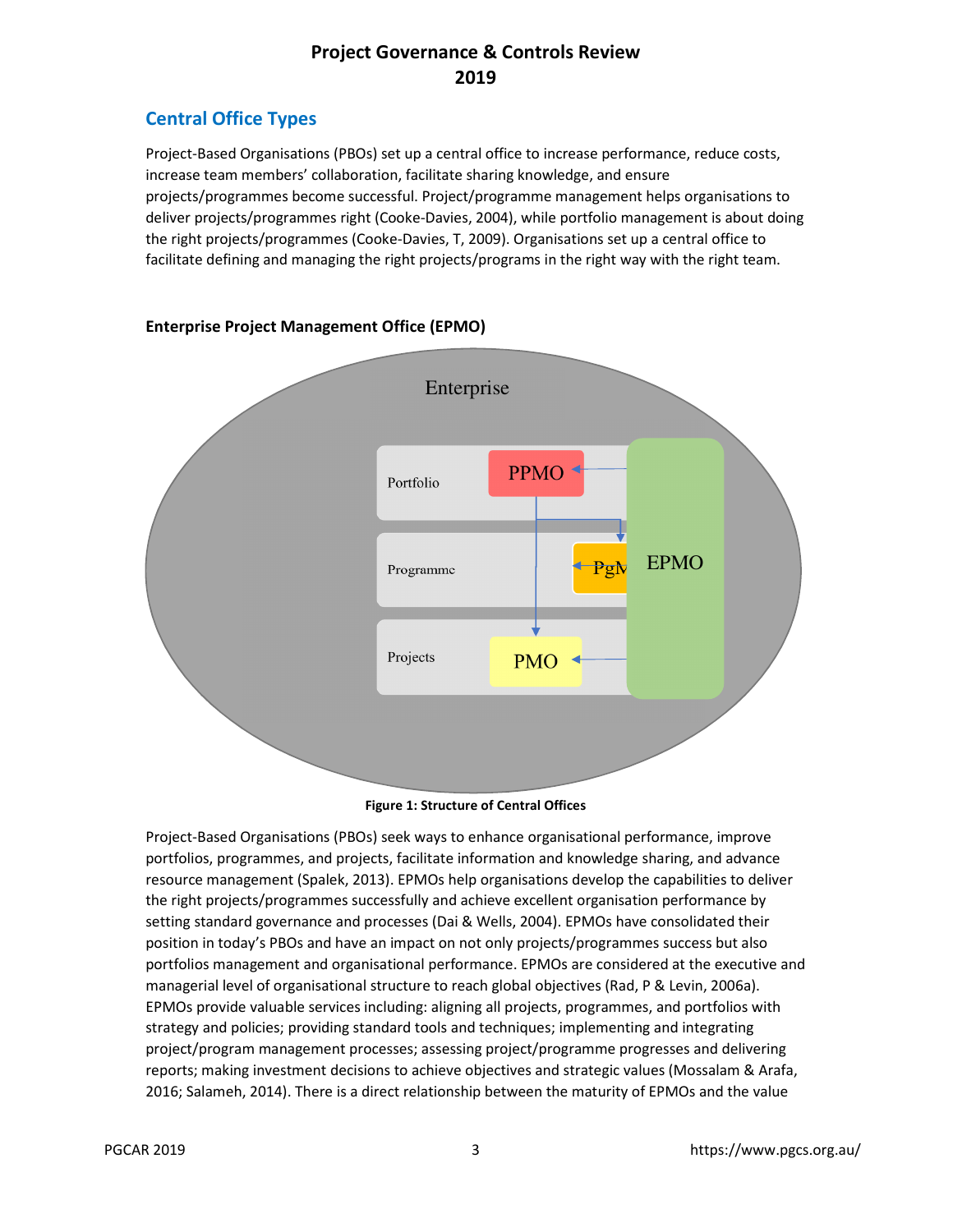## Central Office Types

Project-Based Organisations (PBOs) set up a central office to increase performance, reduce costs, increase team members' collaboration, facilitate sharing knowledge, and ensure projects/programmes become successful. Project/programme management helps organisations to deliver projects/programmes right (Cooke-Davies, 2004), while portfolio management is about doing the right projects/programmes (Cooke-Davies, T, 2009). Organisations set up a central office to facilitate defining and managing the right projects/programs in the right way with the right team.

### Enterprise Project Management Office (EPMO)

**Figure 1: Structure of Central Offices**

Project-Based Organisations (PBOs) seek ways to enhance organisational performance, improve portfolios, programmes, and projects, facilitate information and knowledge sharing, and advance resource management (Spalek, 2013). EPMOs help organisations develop the capabilities to deliver the right projects/programmes successfully and achieve excellent organisation performance by setting standard governance and processes (Dai & Wells, 2004). EPMOs have consolidated their position in today's PBOs and have an impact on not only projects/programmes success but also portfolios management and organisational performance. EPMOs are considered at the executive and managerial level of organisational structure to reach global objectives (Rad, P & Levin, 2006a). EPMOs provide valuable services including: aligning all projects, programmes, and portfolios with strategy and policies; providing standard tools and techniques; implementing and integrating project/program management processes; assessing project/programme progresses and delivering reports; making investment decisions to achieve objectives and strategic values (Mossalam & Arafa, 2016; Salameh, 2014). There is a direct relationship between the maturity of EPMOs and the value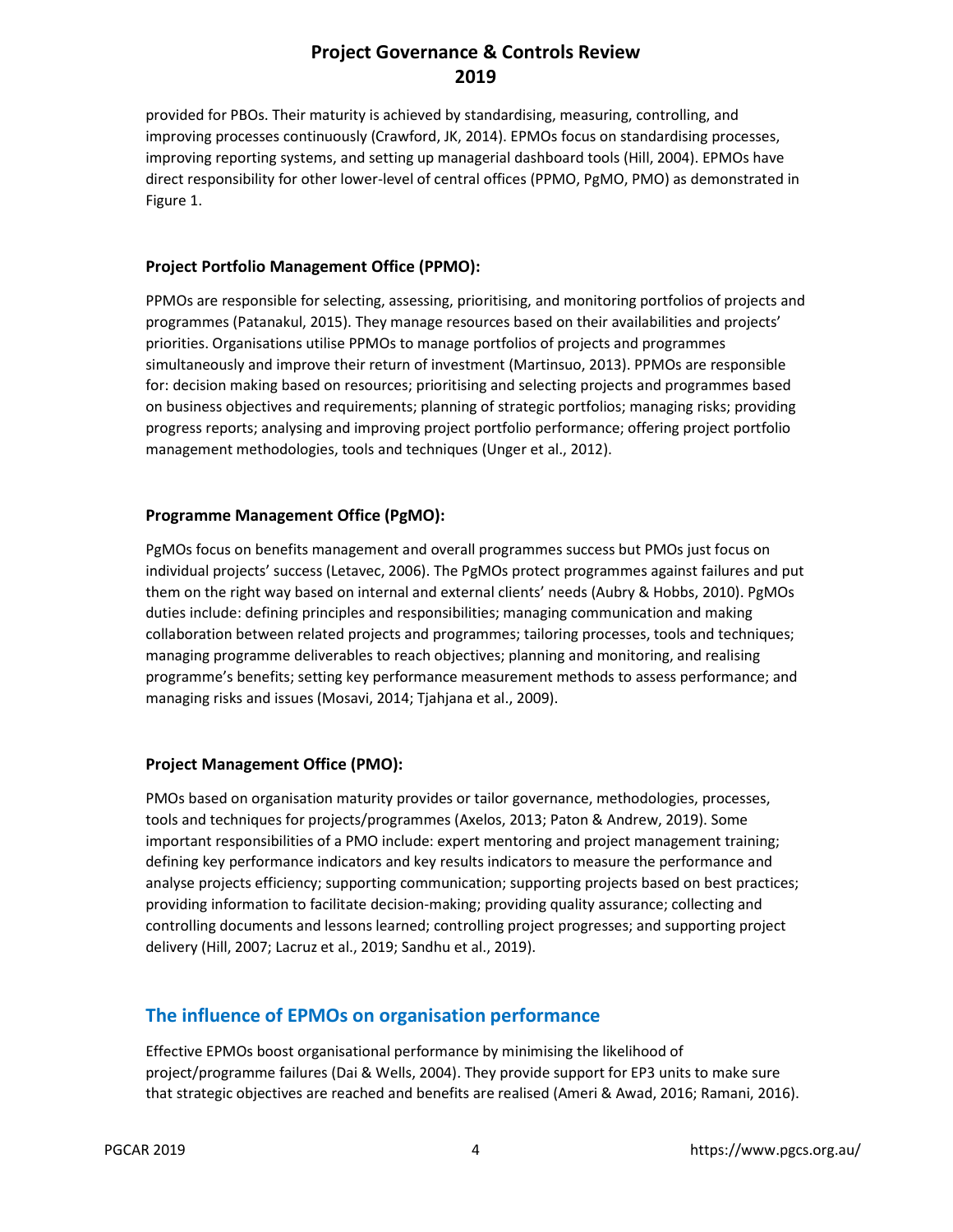provided for PBOs. Their maturity is achieved by standardising, measuring, controlling, and improving processes continuously (Crawford, JK, 2014). EPMOs focus on standardising processes, improving reporting systems, and setting up managerial dashboard tools (Hill, 2004). EPMOs have direct responsibility for other lower-level of central offices (PPMO, PgMO, PMO) as demonstrated in Figure 1.

### Project Portfolio Management Office (PPMO):

PPMOs are responsible for selecting, assessing, prioritising, and monitoring portfolios of projects and programmes (Patanakul, 2015). They manage resources based on their availabilities and projects' priorities. Organisations utilise PPMOs to manage portfolios of projects and programmes simultaneously and improve their return of investment (Martinsuo, 2013). PPMOs are responsible for: decision making based on resources; prioritising and selecting projects and programmes based on business objectives and requirements; planning of strategic portfolios; managing risks; providing progress reports; analysing and improving project portfolio performance; offering project portfolio management methodologies, tools and techniques (Unger et al., 2012).

### Programme Management Office (PgMO):

PgMOs focus on benefits management and overall programmes success but PMOs just focus on individual projects' success (Letavec, 2006). The PgMOs protect programmes against failures and put them on the right way based on internal and external clients' needs (Aubry & Hobbs, 2010). PgMOs duties include: defining principles and responsibilities; managing communication and making collaboration between related projects and programmes; tailoring processes, tools and techniques; managing programme deliverables to reach objectives; planning and monitoring, and realising programme's benefits; setting key performance measurement methods to assess performance; and managing risks and issues (Mosavi, 2014; Tjahjana et al., 2009).

### Project Management Office (PMO):

PMOs based on organisation maturity provides or tailor governance, methodologies, processes, tools and techniques for projects/programmes (Axelos, 2013; Paton & Andrew, 2019). Some important responsibilities of a PMO include: expert mentoring and project management training; defining key performance indicators and key results indicators to measure the performance and analyse projects efficiency; supporting communication; supporting projects based on best practices; providing information to facilitate decision-making; providing quality assurance; collecting and controlling documents and lessons learned; controlling project progresses; and supporting project delivery (Hill, 2007; Lacruz et al., 2019; Sandhu et al., 2019).

## The influence of EPMOs on organisation performance

Effective EPMOs boost organisational performance by minimising the likelihood of project/programme failures (Dai & Wells, 2004). They provide support for EP3 units to make sure that strategic objectives are reached and benefits are realised (Ameri & Awad, 2016; Ramani, 2016).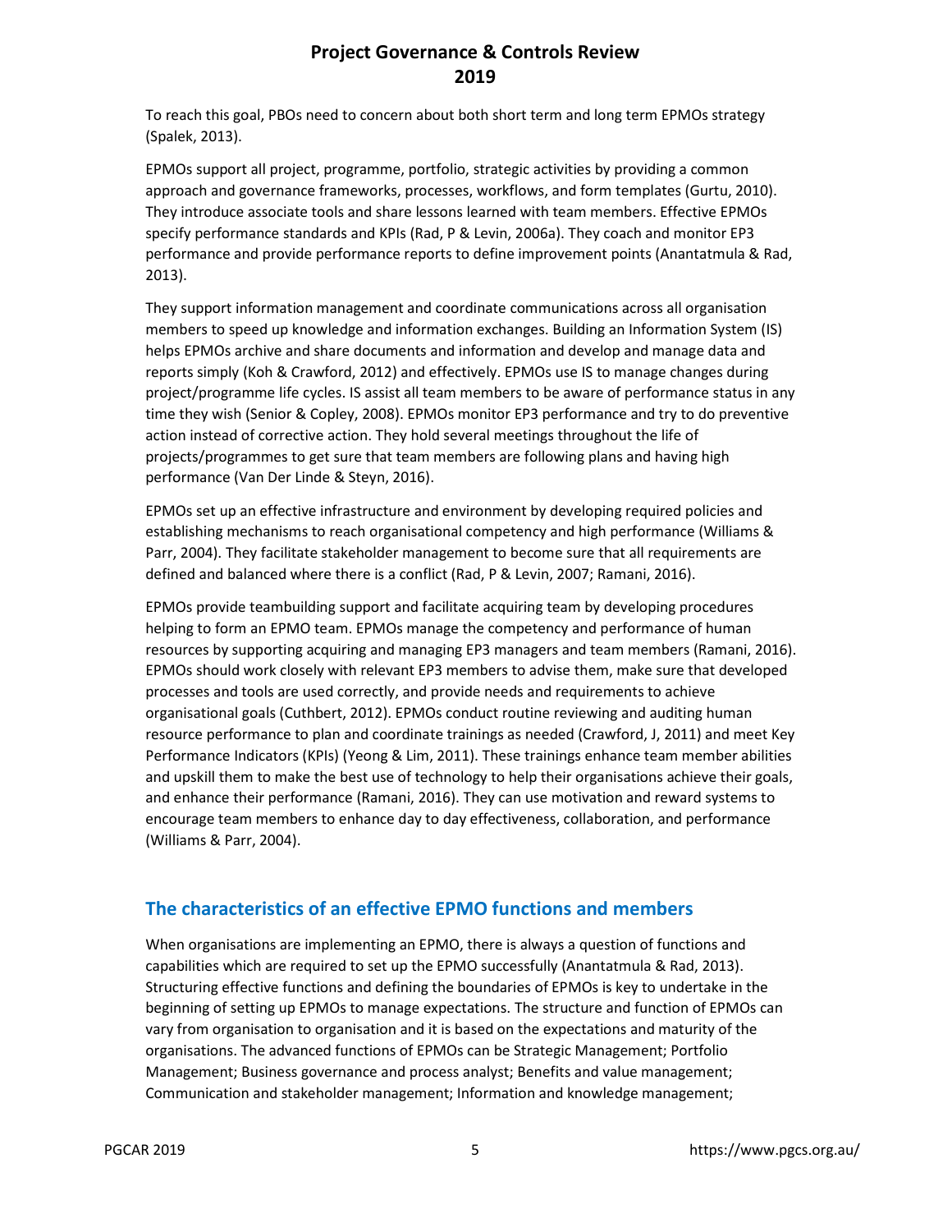To reach this goal, PBOs need to concern about both short term and long term EPMOs strategy (Spalek, 2013).

EPMOs support all project, programme, portfolio, strategic activities by providing a common approach and governance frameworks, processes, workflows, and form templates (Gurtu, 2010). They introduce associate tools and share lessons learned with team members. Effective EPMOs specify performance standards and KPIs (Rad, P & Levin, 2006a). They coach and monitor EP3 performance and provide performance reports to define improvement points (Anantatmula & Rad, 2013).

They support information management and coordinate communications across all organisation members to speed up knowledge and information exchanges. Building an Information System (IS) helps EPMOs archive and share documents and information and develop and manage data and reports simply (Koh & Crawford, 2012) and effectively. EPMOs use IS to manage changes during project/programme life cycles. IS assist all team members to be aware of performance status in any time they wish (Senior & Copley, 2008). EPMOs monitor EP3 performance and try to do preventive action instead of corrective action. They hold several meetings throughout the life of projects/programmes to get sure that team members are following plans and having high performance (Van Der Linde & Steyn, 2016).

EPMOs set up an effective infrastructure and environment by developing required policies and establishing mechanisms to reach organisational competency and high performance (Williams & Parr, 2004). They facilitate stakeholder management to become sure that all requirements are defined and balanced where there is a conflict (Rad, P & Levin, 2007; Ramani, 2016).

EPMOs provide teambuilding support and facilitate acquiring team by developing procedures helping to form an EPMO team. EPMOs manage the competency and performance of human resources by supporting acquiring and managing EP3 managers and team members (Ramani, 2016). EPMOs should work closely with relevant EP3 members to advise them, make sure that developed processes and tools are used correctly, and provide needs and requirements to achieve organisational goals (Cuthbert, 2012). EPMOs conduct routine reviewing and auditing human resource performance to plan and coordinate trainings as needed (Crawford, J, 2011) and meet Key Performance Indicators (KPIs) (Yeong & Lim, 2011). These trainings enhance team member abilities and upskill them to make the best use of technology to help their organisations achieve their goals, and enhance their performance (Ramani, 2016). They can use motivation and reward systems to encourage team members to enhance day to day effectiveness, collaboration, and performance (Williams & Parr, 2004).

## The characteristics of an effective EPMO functions and members

When organisations are implementing an EPMO, there is always a question of functions and capabilities which are required to set up the EPMO successfully (Anantatmula & Rad, 2013). Structuring effective functions and defining the boundaries of EPMOs is key to undertake in the beginning of setting up EPMOs to manage expectations. The structure and function of EPMOs can vary from organisation to organisation and it is based on the expectations and maturity of the organisations. The advanced functions of EPMOs can be Strategic Management; Portfolio Management; Business governance and process analyst; Benefits and value management; Communication and stakeholder management; Information and knowledge management;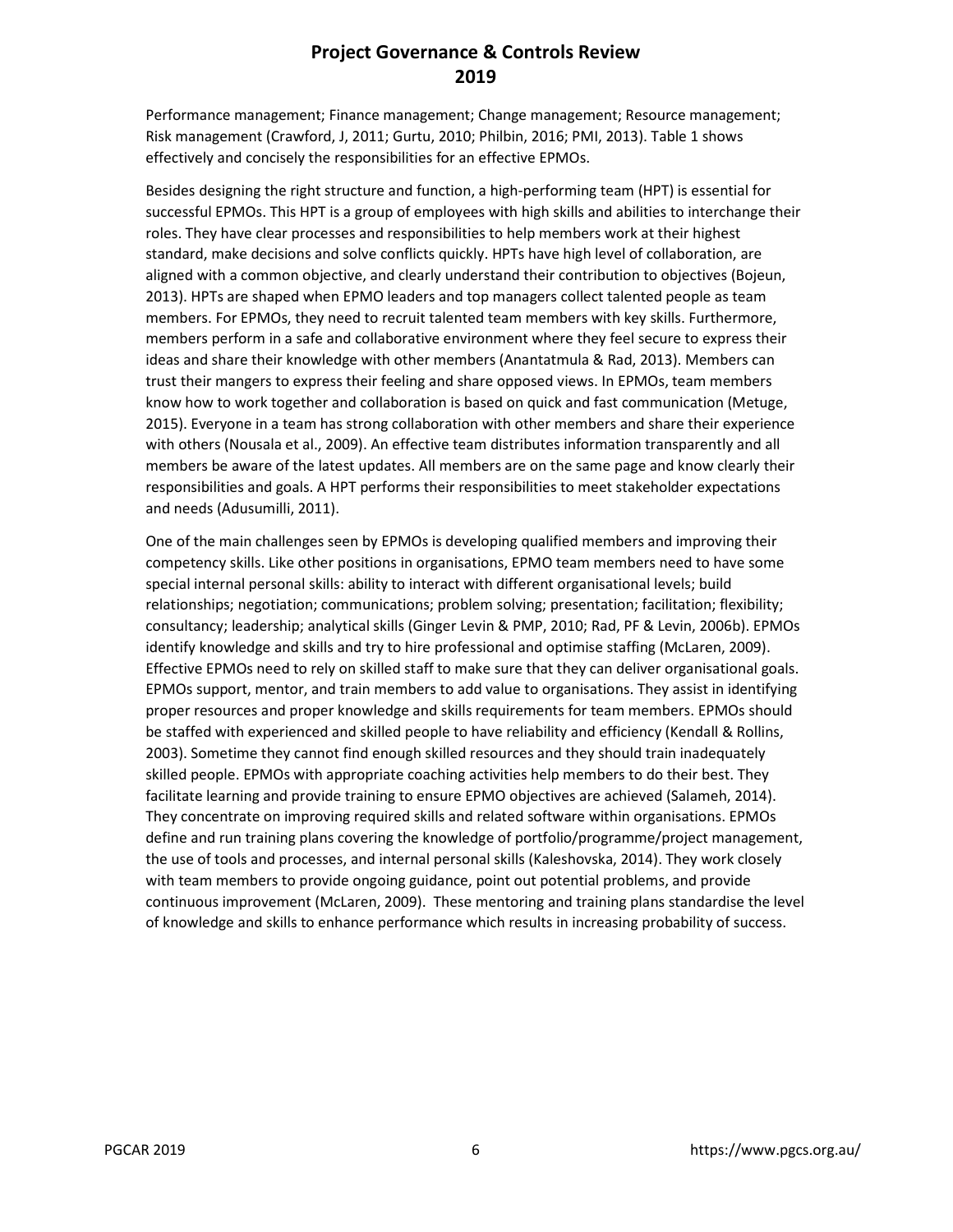Performance management; Finance management; Change management; Resource management; Risk management (Crawford, J, 2011; Gurtu, 2010; Philbin, 2016; PMI, 2013). Table 1 shows effectively and concisely the responsibilities for an effective EPMOs.

Besides designing the right structure and function, a high-performing team (HPT) is essential for successful EPMOs. This HPT is a group of employees with high skills and abilities to interchange their roles. They have clear processes and responsibilities to help members work at their highest standard, make decisions and solve conflicts quickly. HPTs have high level of collaboration, are aligned with a common objective, and clearly understand their contribution to objectives (Bojeun, 2013). HPTs are shaped when EPMO leaders and top managers collect talented people as team members. For EPMOs, they need to recruit talented team members with key skills. Furthermore, members perform in a safe and collaborative environment where they feel secure to express their ideas and share their knowledge with other members (Anantatmula & Rad, 2013). Members can trust their mangers to express their feeling and share opposed views. In EPMOs, team members know how to work together and collaboration is based on quick and fast communication (Metuge, 2015). Everyone in a team has strong collaboration with other members and share their experience with others (Nousala et al., 2009). An effective team distributes information transparently and all members be aware of the latest updates. All members are on the same page and know clearly their responsibilities and goals. A HPT performs their responsibilities to meet stakeholder expectations and needs (Adusumilli, 2011).

One of the main challenges seen by EPMOs is developing qualified members and improving their competency skills. Like other positions in organisations, EPMO team members need to have some special internal personal skills: ability to interact with different organisational levels; build relationships; negotiation; communications; problem solving; presentation; facilitation; flexibility; consultancy; leadership; analytical skills (Ginger Levin & PMP, 2010; Rad, PF & Levin, 2006b). EPMOs identify knowledge and skills and try to hire professional and optimise staffing (McLaren, 2009). Effective EPMOs need to rely on skilled staff to make sure that they can deliver organisational goals. EPMOs support, mentor, and train members to add value to organisations. They assist in identifying proper resources and proper knowledge and skills requirements for team members. EPMOs should be staffed with experienced and skilled people to have reliability and efficiency (Kendall & Rollins, 2003). Sometime they cannot find enough skilled resources and they should train inadequately skilled people. EPMOs with appropriate coaching activities help members to do their best. They facilitate learning and provide training to ensure EPMO objectives are achieved (Salameh, 2014). They concentrate on improving required skills and related software within organisations. EPMOs define and run training plans covering the knowledge of portfolio/programme/project management, the use of tools and processes, and internal personal skills (Kaleshovska, 2014). They work closely with team members to provide ongoing guidance, point out potential problems, and provide continuous improvement (McLaren, 2009). These mentoring and training plans standardise the level of knowledge and skills to enhance performance which results in increasing probability of success.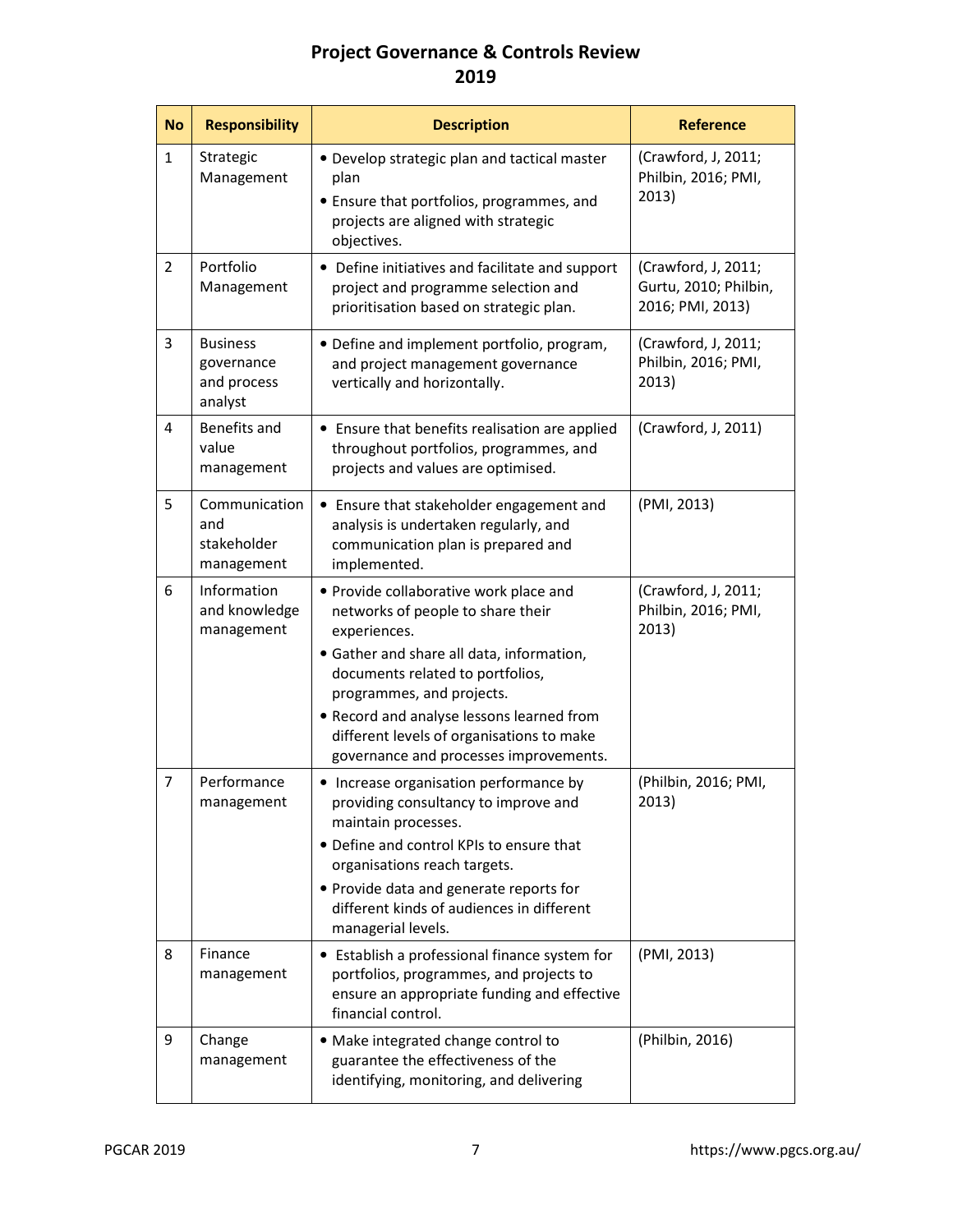| No | Responsibility | Description | Reference |
|---|---|---|---|
| 1 | Strategic Management | • Develop strategic plan and tactical master plan<br>• Ensure that portfolios, programmes, and projects are aligned with strategic objectives. | (Crawford, J, 2011; Philbin, 2016; PMI, 2013) |
| 2 | Portfolio Management | • Define initiatives and facilitate and support project and programme selection and prioritisation based on strategic plan. | (Crawford, J, 2011; Gurtu, 2010; Philbin, 2016; PMI, 2013) |
| 3 | Business governance and process analyst | • Define and implement portfolio, program, and project management governance vertically and horizontally. | (Crawford, J, 2011; Philbin, 2016; PMI, 2013) |
| 4 | Benefits and value management | • Ensure that benefits realisation are applied throughout portfolios, programmes, and projects and values are optimised. | (Crawford, J, 2011) |
| 5 | Communication and stakeholder management | • Ensure that stakeholder engagement and analysis is undertaken regularly, and communication plan is prepared and implemented. | (PMI, 2013) |
| 6 | Information and knowledge management | • Provide collaborative work place and networks of people to share their experiences.<br>• Gather and share all data, information, documents related to portfolios, programmes, and projects.<br>• Record and analyse lessons learned from different levels of organisations to make governance and processes improvements. | (Crawford, J, 2011; Philbin, 2016; PMI, 2013) |
| 7 | Performance management | • Increase organisation performance by providing consultancy to improve and maintain processes.<br>• Define and control KPIs to ensure that organisations reach targets.<br>• Provide data and generate reports for different kinds of audiences in different managerial levels. | (Philbin, 2016; PMI, 2013) |
| 8 | Finance management | • Establish a professional finance system for portfolios, programmes, and projects to ensure an appropriate funding and effective financial control. | (PMI, 2013) |
| 9 | Change management | • Make integrated change control to guarantee the effectiveness of the identifying, monitoring, and delivering | (Philbin, 2016) |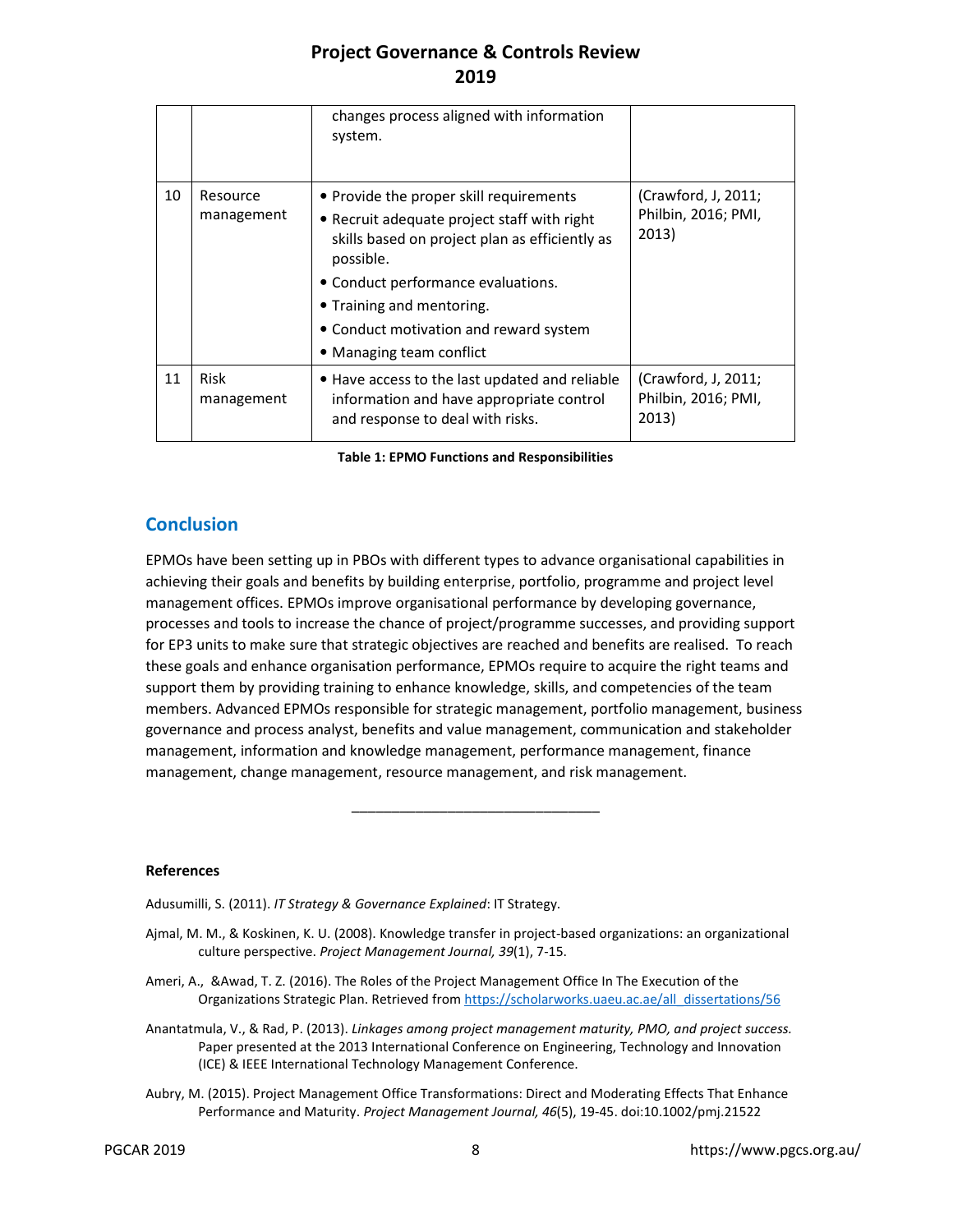| | | changes process aligned with information system. | |
|---|---|---|---|
| 10 | Resource management | • Provide the proper skill requirements<br>• Recruit adequate project staff with right skills based on project plan as efficiently as possible.<br>• Conduct performance evaluations.<br>• Training and mentoring.<br>• Conduct motivation and reward system<br>• Managing team conflict | (Crawford, J, 2011; Philbin, 2016; PMI, 2013) |
| 11 | Risk management | • Have access to the last updated and reliable information and have appropriate control and response to deal with risks. | (Crawford, J, 2011; Philbin, 2016; PMI, 2013) |

**Table 1: EPMO Functions and Responsibilities**

## Conclusion

EPMOs have been setting up in PBOs with different types to advance organisational capabilities in achieving their goals and benefits by building enterprise, portfolio, programme and project level management offices. EPMOs improve organisational performance by developing governance, processes and tools to increase the chance of project/programme successes, and providing support for EP3 units to make sure that strategic objectives are reached and benefits are realised. To reach these goals and enhance organisation performance, EPMOs require to acquire the right teams and support them by providing training to enhance knowledge, skills, and competencies of the team members. Advanced EPMOs responsible for strategic management, portfolio management, business governance and process analyst, benefits and value management, communication and stakeholder management, information and knowledge management, performance management, finance management, change management, resource management, and risk management.

---

**References**

Adusumilli, S. (2011). *IT Strategy & Governance Explained*: IT Strategy.

Ajmal, M. M., & Koskinen, K. U. (2008). Knowledge transfer in project-based organizations: an organizational culture perspective. *Project Management Journal, 39*(1), 7-15.

Ameri, A., &Awad, T. Z. (2016). The Roles of the Project Management Office In The Execution of the Organizations Strategic Plan. Retrieved from https://scholarworks.uaeu.ac.ae/all_dissertations/56

Anantatmula, V., & Rad, P. (2013). *Linkages among project management maturity, PMO, and project success.* Paper presented at the 2013 International Conference on Engineering, Technology and Innovation (ICE) & IEEE International Technology Management Conference.

Aubry, M. (2015). Project Management Office Transformations: Direct and Moderating Effects That Enhance Performance and Maturity. *Project Management Journal, 46*(5), 19-45. doi:10.1002/pmj.21522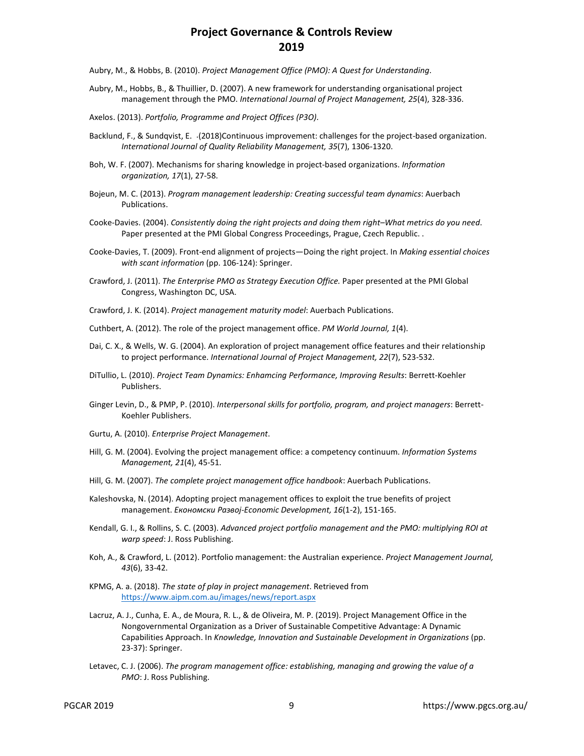Aubry, M., & Hobbs, B. (2010). *Project Management Office (PMO): A Quest for Understanding*.

Aubry, M., Hobbs, B., & Thuillier, D. (2007). A new framework for understanding organisational project management through the PMO. *International Journal of Project Management, 25*(4), 328-336.

Axelos. (2013). *Portfolio, Programme and Project Offices (P3O)*.

Backlund, F., & Sundqvist, E. ·(2018)Continuous improvement: challenges for the project-based organization. *International Journal of Quality Reliability Management, 35*(7), 1306-1320.

Boh, W. F. (2007). Mechanisms for sharing knowledge in project-based organizations. *Information organization, 17*(1), 27-58.

Bojeun, M. C. (2013). *Program management leadership: Creating successful team dynamics*: Auerbach Publications.

Cooke-Davies. (2004). *Consistently doing the right projects and doing them right–What metrics do you need*. Paper presented at the PMI Global Congress Proceedings, Prague, Czech Republic. .

Cooke-Davies, T. (2009). Front-end alignment of projects—Doing the right project. In *Making essential choices with scant information* (pp. 106-124): Springer.

Crawford, J. (2011). *The Enterprise PMO as Strategy Execution Office.* Paper presented at the PMI Global Congress, Washington DC, USA.

Crawford, J. K. (2014). *Project management maturity model*: Auerbach Publications.

Cuthbert, A. (2012). The role of the project management office. *PM World Journal, 1*(4).

Dai, C. X., & Wells, W. G. (2004). An exploration of project management office features and their relationship to project performance. *International Journal of Project Management, 22*(7), 523-532.

DiTullio, L. (2010). *Project Team Dynamics: Enhamcing Performance, Improving Results*: Berrett-Koehler Publishers.

Ginger Levin, D., & PMP, P. (2010). *Interpersonal skills for portfolio, program, and project managers*: Berrett-Koehler Publishers.

Gurtu, A. (2010). *Enterprise Project Management*.

Hill, G. M. (2004). Evolving the project management office: a competency continuum. *Information Systems Management, 21*(4), 45-51.

Hill, G. M. (2007). *The complete project management office handbook*: Auerbach Publications.

Kaleshovska, N. (2014). Adopting project management offices to exploit the true benefits of project management. *Економски Развој-Economic Development, 16*(1-2), 151-165.

Kendall, G. I., & Rollins, S. C. (2003). *Advanced project portfolio management and the PMO: multiplying ROI at warp speed*: J. Ross Publishing.

Koh, A., & Crawford, L. (2012). Portfolio management: the Australian experience. *Project Management Journal, 43*(6), 33-42.

KPMG, A. a. (2018). *The state of play in project management*. Retrieved from https://www.aipm.com.au/images/news/report.aspx

Lacruz, A. J., Cunha, E. A., de Moura, R. L., & de Oliveira, M. P. (2019). Project Management Office in the Nongovernmental Organization as a Driver of Sustainable Competitive Advantage: A Dynamic Capabilities Approach. In *Knowledge, Innovation and Sustainable Development in Organizations* (pp. 23-37): Springer.

Letavec, C. J. (2006). *The program management office: establishing, managing and growing the value of a PMO*: J. Ross Publishing.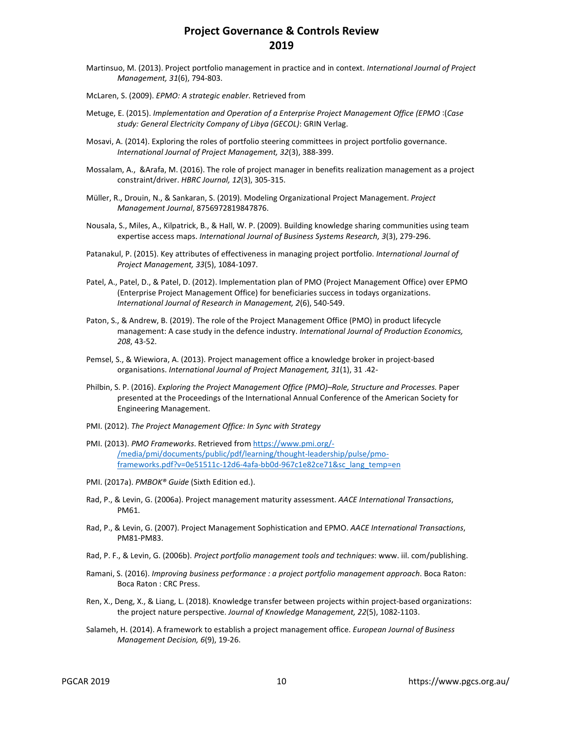Martinsuo, M. (2013). Project portfolio management in practice and in context. *International Journal of Project Management, 31*(6), 794-803.

McLaren, S. (2009). *EPMO: A strategic enabler*. Retrieved from

Metuge, E. (2015). *Implementation and Operation of a Enterprise Project Management Office (EPMO :(Case study: General Electricity Company of Libya (GECOL)*: GRIN Verlag.

Mosavi, A. (2014). Exploring the roles of portfolio steering committees in project portfolio governance. *International Journal of Project Management, 32*(3), 388-399.

Mossalam, A., &Arafa, M. (2016). The role of project manager in benefits realization management as a project constraint/driver. *HBRC Journal, 12*(3), 305-315.

Müller, R., Drouin, N., & Sankaran, S. (2019). Modeling Organizational Project Management. *Project Management Journal*, 8756972819847876.

Nousala, S., Miles, A., Kilpatrick, B., & Hall, W. P. (2009). Building knowledge sharing communities using team expertise access maps. *International Journal of Business Systems Research, 3*(3), 279-296.

Patanakul, P. (2015). Key attributes of effectiveness in managing project portfolio. *International Journal of Project Management, 33*(5), 1084-1097.

Patel, A., Patel, D., & Patel, D. (2012). Implementation plan of PMO (Project Management Office) over EPMO (Enterprise Project Management Office) for beneficiaries success in todays organizations. *International Journal of Research in Management, 2*(6), 540-549.

Paton, S., & Andrew, B. (2019). The role of the Project Management Office (PMO) in product lifecycle management: A case study in the defence industry. *International Journal of Production Economics, 208*, 43-52.

Pemsel, S., & Wiewiora, A. (2013). Project management office a knowledge broker in project-based organisations. *International Journal of Project Management, 31*(1), 31 .42-

Philbin, S. P. (2016). *Exploring the Project Management Office (PMO)–Role, Structure and Processes.* Paper presented at the Proceedings of the International Annual Conference of the American Society for Engineering Management.

PMI. (2012). *The Project Management Office: In Sync with Strategy*

PMI. (2013). *PMO Frameworks*. Retrieved from https://www.pmi.org/-/media/pmi/documents/public/pdf/learning/thought-leadership/pulse/pmo-frameworks.pdf?v=0e51511c-12d6-4afa-bb0d-967c1e82ce71&sc_lang_temp=en

PMI. (2017a). *PMBOK® Guide* (Sixth Edition ed.).

Rad, P., & Levin, G. (2006a). Project management maturity assessment. *AACE International Transactions*, PM61.

Rad, P., & Levin, G. (2007). Project Management Sophistication and EPMO. *AACE International Transactions*, PM81-PM83.

Rad, P. F., & Levin, G. (2006b). *Project portfolio management tools and techniques*: www. iil. com/publishing.

Ramani, S. (2016). *Improving business performance : a project portfolio management approach*. Boca Raton: Boca Raton : CRC Press.

Ren, X., Deng, X., & Liang, L. (2018). Knowledge transfer between projects within project-based organizations: the project nature perspective. *Journal of Knowledge Management, 22*(5), 1082-1103.

Salameh, H. (2014). A framework to establish a project management office. *European Journal of Business Management Decision, 6*(9), 19-26.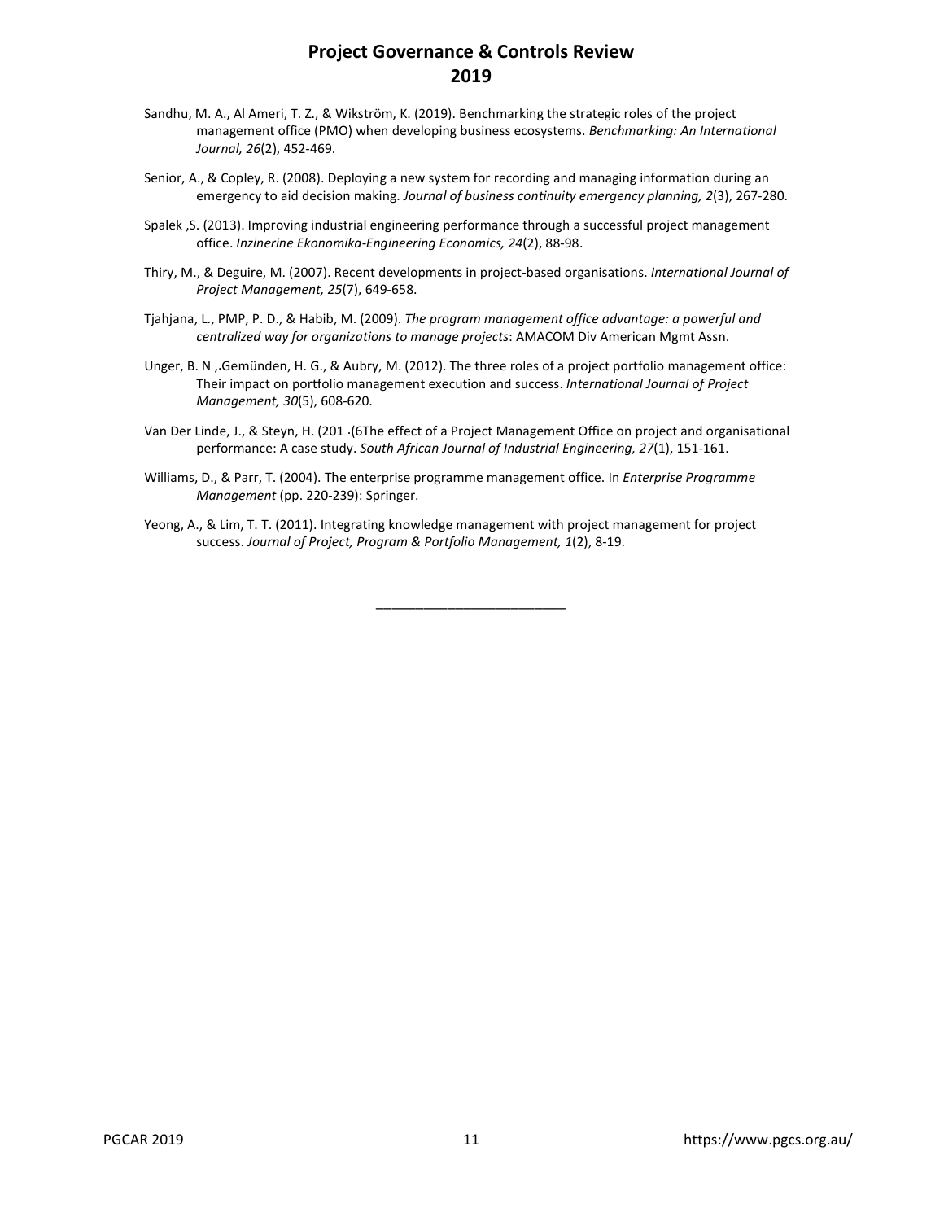Sandhu, M. A., Al Ameri, T. Z., & Wikström, K. (2019). Benchmarking the strategic roles of the project management office (PMO) when developing business ecosystems. *Benchmarking: An International Journal, 26*(2), 452-469.

Senior, A., & Copley, R. (2008). Deploying a new system for recording and managing information during an emergency to aid decision making. *Journal of business continuity emergency planning, 2*(3), 267-280.

Spalek ,S. (2013). Improving industrial engineering performance through a successful project management office. *Inzinerine Ekonomika-Engineering Economics, 24*(2), 88-98.

Thiry, M., & Deguire, M. (2007). Recent developments in project-based organisations. *International Journal of Project Management, 25*(7), 649-658.

Tjahjana, L., PMP, P. D., & Habib, M. (2009). *The program management office advantage: a powerful and centralized way for organizations to manage projects*: AMACOM Div American Mgmt Assn.

Unger, B. N ,.Gemünden, H. G., & Aubry, M. (2012). The three roles of a project portfolio management office: Their impact on portfolio management execution and success. *International Journal of Project Management, 30*(5), 608-620.

Van Der Linde, J., & Steyn, H. (201 .(6The effect of a Project Management Office on project and organisational performance: A case study. *South African Journal of Industrial Engineering, 27*(1), 151-161.

Williams, D., & Parr, T. (2004). The enterprise programme management office. In *Enterprise Programme Management* (pp. 220-239): Springer.

Yeong, A., & Lim, T. T. (2011). Integrating knowledge management with project management for project success. *Journal of Project, Program & Portfolio Management, 1*(2), 8-19.

_________________________